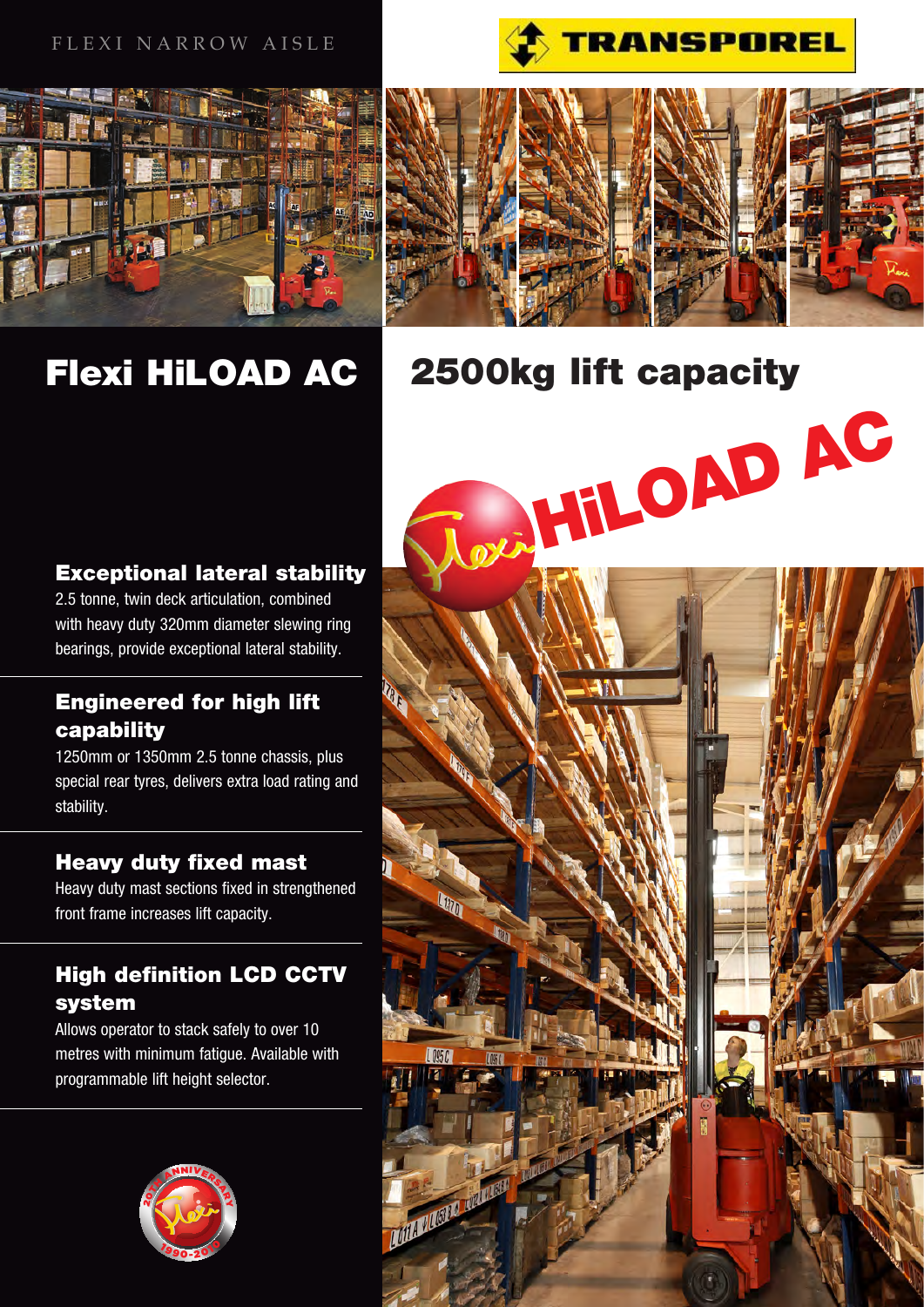FLEXI NARROW AISLE

TRANSPOREL

# Flexi HiLOAD AC

# 2500kg lift capacity

HiLOAD AC

### Exceptional lateral stability

2.5 tonne, twin deck articulation, combined with heavy duty 320mm diameter slewing ring bearings, provide exceptional lateral stability.

### Engineered for high lift capability

1250mm or 1350mm 2.5 tonne chassis, plus special rear tyres, delivers extra load rating and stability.

### Heavy duty fixed mast

Heavy duty mast sections fixed in strengthened front frame increases lift capacity.

### High definition LCD CCTV system

Allows operator to stack safely to over 10 metres with minimum fatigue. Available with programmable lift height selector.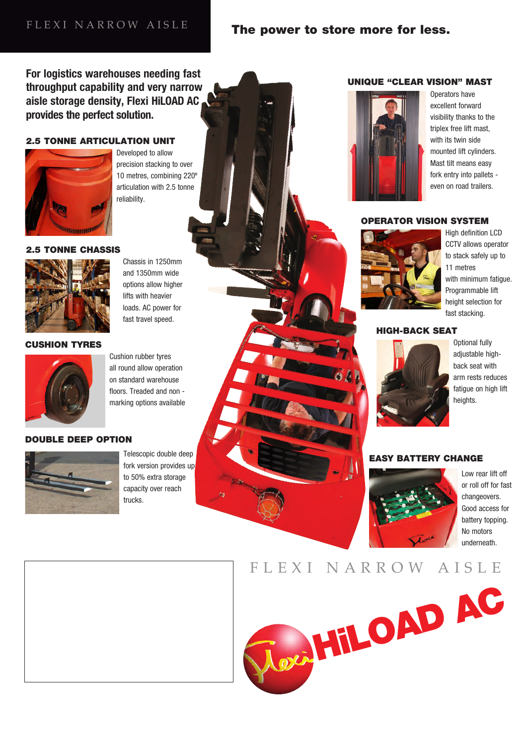FLEXI NARROW AISLE

## The power to store more for less.

**For logistics warehouses needing fast throughput capability and very narrow aisle storage density, Flexi HiLOAD AC provides the perfect solution.**

### 2.5 TONNE ARTICULATION UNIT

Developed to allow precision stacking to over 10 metres, combining 220º articulation with 2.5 tonne reliability.

### 2.5 TONNE CHASSIS

Chassis in 1250mm and 1350mm wide options allow higher lifts with heavier loads. AC power for fast travel speed.

### CUSHION TYRES

Cushion rubber tyres all round allow operation on standard warehouse floors. Treaded and non - marking options available

### DOUBLE DEEP OPTION

Telescopic double deep fork version provides up to 50% extra storage capacity over reach trucks.

### UNIQUE "CLEAR VISION" MAST

Operators have excellent forward visibility thanks to the triplex free lift mast, with its twin side mounted lift cylinders. Mast tilt means easy fork entry into pallets - even on road trailers.

### OPERATOR VISION SYSTEM

High definition LCD CCTV allows operator to stack safely up to 11 metres with minimum fatigue. Programmable lift height selection for fast stacking.

### HIGH-BACK SEAT

Optional fully adjustable high-back seat with arm rests reduces fatigue on high lift heights.

### EASY BATTERY CHANGE

Low rear lift off or roll off for fast changeovers. Good access for battery topping. No motors underneath.

FLEXI NARROW AISLE

HiLOAD AC